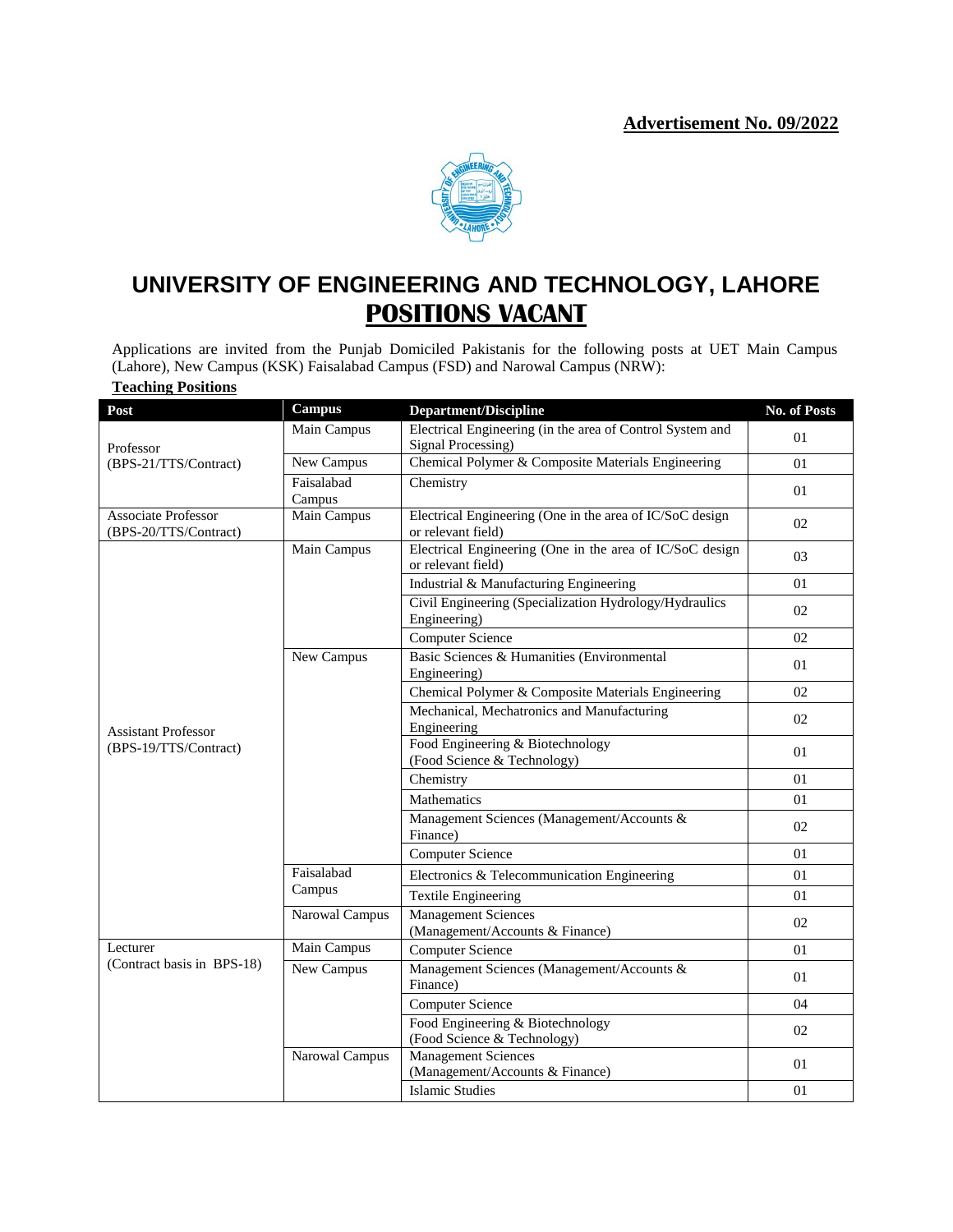**Advertisement No. 09/2022**

# UNIVERSITY OF ENGINEERING AND TECHNOLOGY, LAHORE

## POSITIONS VACANT

Applications are invited from the Punjab Domiciled Pakistanis for the following posts at UET Main Campus (Lahore), New Campus (KSK) Faisalabad Campus (FSD) and Narowal Campus (NRW):

**Teaching Positions**

| Post | Campus | Department/Discipline | No. of Posts |
|---|---|---|---|
| Professor (BPS-21/TTS/Contract) | Main Campus | Electrical Engineering (in the area of Control System and Signal Processing) | 01 |
| | New Campus | Chemical Polymer & Composite Materials Engineering | 01 |
| | Faisalabad Campus | Chemistry | 01 |
| Associate Professor (BPS-20/TTS/Contract) | Main Campus | Electrical Engineering (One in the area of IC/SoC design or relevant field) | 02 |
| Assistant Professor (BPS-19/TTS/Contract) | Main Campus | Electrical Engineering (One in the area of IC/SoC design or relevant field) | 03 |
| | | Industrial & Manufacturing Engineering | 01 |
| | | Civil Engineering (Specialization Hydrology/Hydraulics Engineering) | 02 |
| | | Computer Science | 02 |
| | New Campus | Basic Sciences & Humanities (Environmental Engineering) | 01 |
| | | Chemical Polymer & Composite Materials Engineering | 02 |
| | | Mechanical, Mechatronics and Manufacturing Engineering | 02 |
| | | Food Engineering & Biotechnology (Food Science & Technology) | 01 |
| | | Chemistry | 01 |
| | | Mathematics | 01 |
| | | Management Sciences (Management/Accounts & Finance) | 02 |
| | | Computer Science | 01 |
| | Faisalabad Campus | Electronics & Telecommunication Engineering | 01 |
| | | Textile Engineering | 01 |
| | Narowal Campus | Management Sciences (Management/Accounts & Finance) | 02 |
| Lecturer (Contract basis in BPS-18) | Main Campus | Computer Science | 01 |
| | New Campus | Management Sciences (Management/Accounts & Finance) | 01 |
| | | Computer Science | 04 |
| | | Food Engineering & Biotechnology (Food Science & Technology) | 02 |
| | Narowal Campus | Management Sciences (Management/Accounts & Finance) | 01 |
| | | Islamic Studies | 01 |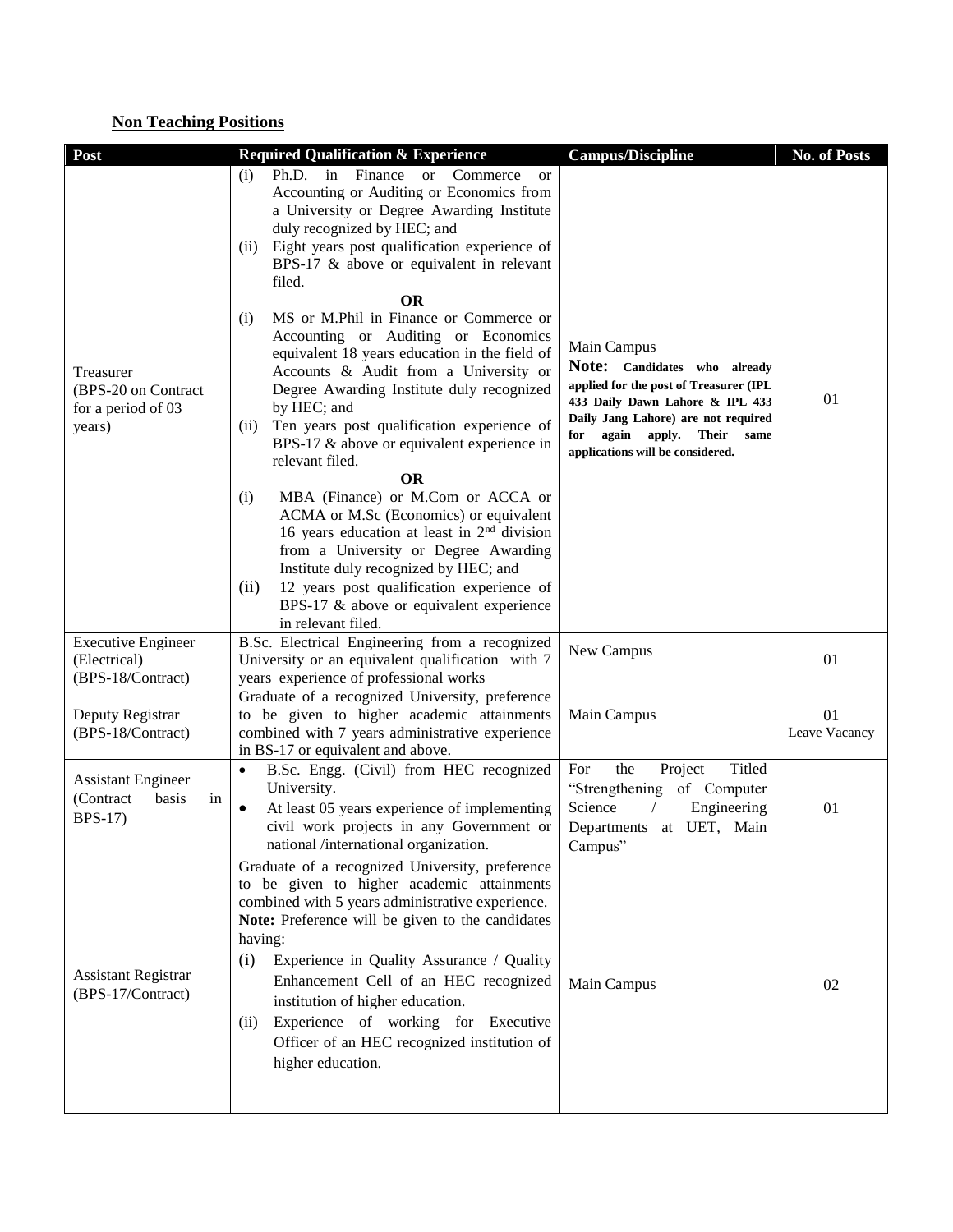## Non Teaching Positions

| Post | Required Qualification & Experience | Campus/Discipline | No. of Posts |
|---|---|---|---|
| Treasurer (BPS-20 on Contract for a period of 03 years) | (i) Ph.D. in Finance or Commerce or Accounting or Auditing or Economics from a University or Degree Awarding Institute duly recognized by HEC; and<br>(ii) Eight years post qualification experience of BPS-17 & above or equivalent in relevant filed.<br>**OR**<br>(i) MS or M.Phil in Finance or Commerce or Accounting or Auditing or Economics equivalent 18 years education in the field of Accounts & Audit from a University or Degree Awarding Institute duly recognized by HEC; and<br>(ii) Ten years post qualification experience of BPS-17 & above or equivalent experience in relevant filed.<br>**OR**<br>(i) MBA (Finance) or M.Com or ACCA or ACMA or M.Sc (Economics) or equivalent 16 years education at least in 2nd division from a University or Degree Awarding Institute duly recognized by HEC; and<br>(ii) 12 years post qualification experience of BPS-17 & above or equivalent experience in relevant filed. | Main Campus<br>**Note: Candidates who already applied for the post of Treasurer (IPL 433 Daily Dawn Lahore & IPL 433 Daily Jang Lahore) are not required for again apply. Their same applications will be considered.** | 01 |
| Executive Engineer (Electrical) (BPS-18/Contract) | B.Sc. Electrical Engineering from a recognized University or an equivalent qualification with 7 years experience of professional works | New Campus | 01 |
| Deputy Registrar (BPS-18/Contract) | Graduate of a recognized University, preference to be given to higher academic attainments combined with 7 years administrative experience in BS-17 or equivalent and above. | Main Campus | 01<br>Leave Vacancy |
| Assistant Engineer (Contract basis in BPS-17) | • B.Sc. Engg. (Civil) from HEC recognized University.<br>• At least 05 years experience of implementing civil work projects in any Government or national /international organization. | For the Project Titled "Strengthening of Computer Science / Engineering Departments at UET, Main Campus" | 01 |
| Assistant Registrar (BPS-17/Contract) | Graduate of a recognized University, preference to be given to higher academic attainments combined with 5 years administrative experience.<br>**Note:** Preference will be given to the candidates having:<br>(i) Experience in Quality Assurance / Quality Enhancement Cell of an HEC recognized institution of higher education.<br>(ii) Experience of working for Executive Officer of an HEC recognized institution of higher education. | Main Campus | 02 |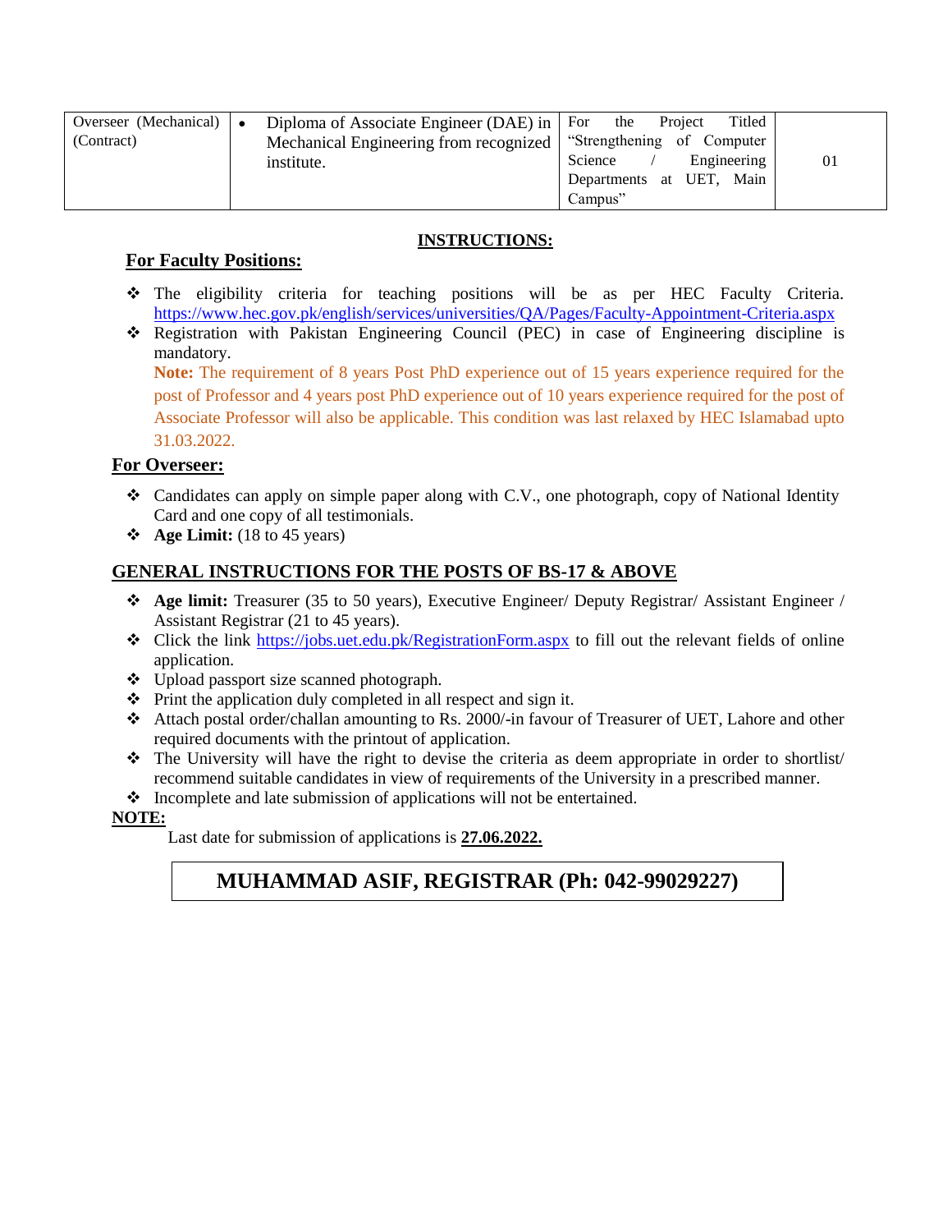| | | | |
|---|---|---|---|
| Overseer (Mechanical) (Contract) | • Diploma of Associate Engineer (DAE) in Mechanical Engineering from recognized institute. | For the Project Titled "Strengthening of Computer Science / Engineering Departments at UET, Main Campus" | 01 |

**INSTRUCTIONS:**

**For Faculty Positions:**

- The eligibility criteria for teaching positions will be as per HEC Faculty Criteria. https://www.hec.gov.pk/english/services/universities/QA/Pages/Faculty-Appointment-Criteria.aspx
- Registration with Pakistan Engineering Council (PEC) in case of Engineering discipline is mandatory.

  **Note:** The requirement of 8 years Post PhD experience out of 15 years experience required for the post of Professor and 4 years post PhD experience out of 10 years experience required for the post of Associate Professor will also be applicable. This condition was last relaxed by HEC Islamabad upto 31.03.2022.

**For Overseer:**

- Candidates can apply on simple paper along with C.V., one photograph, copy of National Identity Card and one copy of all testimonials.
- **Age Limit:** (18 to 45 years)

**GENERAL INSTRUCTIONS FOR THE POSTS OF BS-17 & ABOVE**

- **Age limit:** Treasurer (35 to 50 years), Executive Engineer/ Deputy Registrar/ Assistant Engineer / Assistant Registrar (21 to 45 years).
- Click the link https://jobs.uet.edu.pk/RegistrationForm.aspx to fill out the relevant fields of online application.
- Upload passport size scanned photograph.
- Print the application duly completed in all respect and sign it.
- Attach postal order/challan amounting to Rs. 2000/-in favour of Treasurer of UET, Lahore and other required documents with the printout of application.
- The University will have the right to devise the criteria as deem appropriate in order to shortlist/ recommend suitable candidates in view of requirements of the University in a prescribed manner.
- Incomplete and late submission of applications will not be entertained.

**NOTE:**

Last date for submission of applications is **27.06.2022.**

**MUHAMMAD ASIF, REGISTRAR (Ph: 042-99029227)**